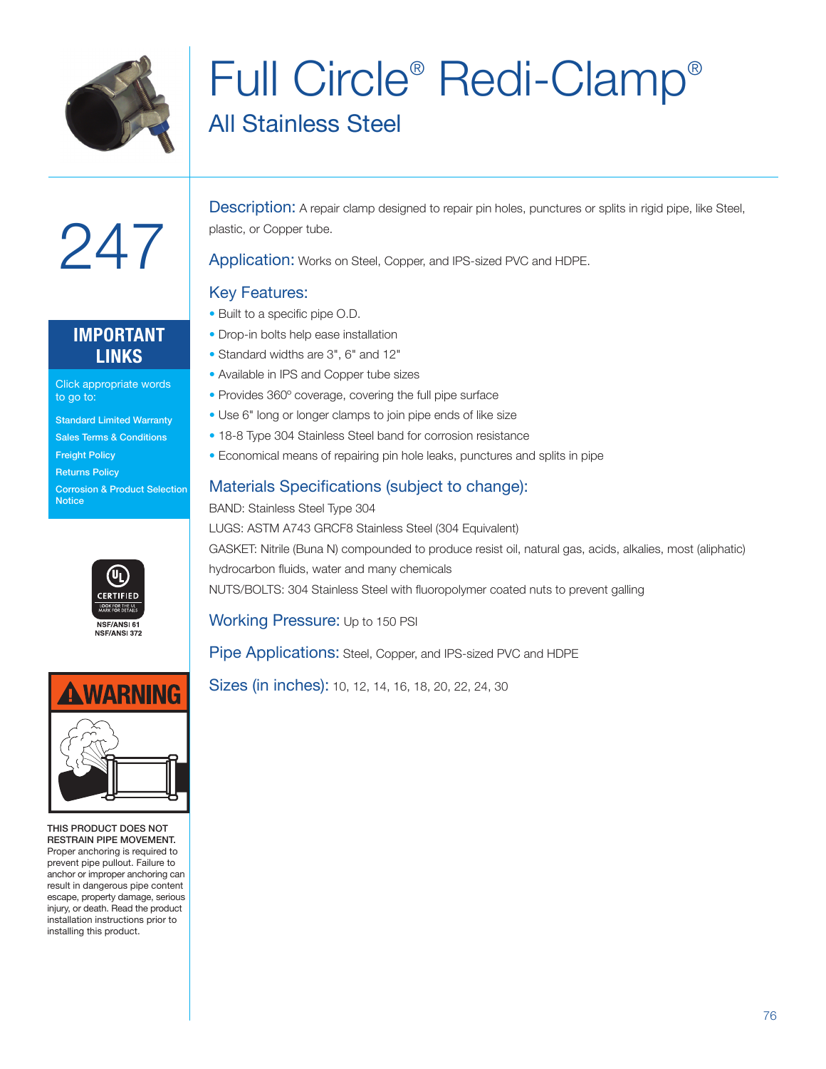# Full Circle® Redi-Clamp®

## All Stainless Steel

# 247

**IMPORTANT LINKS**

Click appropriate words to go to:

- Standard Limited Warranty
- Sales Terms & Conditions
- Freight Policy
- Returns Policy
- Corrosion & Product Selection Notice

CERTIFIED
LOOK FOR THE UL MARK FOR DETAILS
NSF/ANSI 61
NSF/ANSI 372

**WARNING**

**THIS PRODUCT DOES NOT RESTRAIN PIPE MOVEMENT.** Proper anchoring is required to prevent pipe pullout. Failure to anchor or improper anchoring can result in dangerous pipe content escape, property damage, serious injury, or death. Read the product installation instructions prior to installing this product.

**Description:** A repair clamp designed to repair pin holes, punctures or splits in rigid pipe, like Steel, plastic, or Copper tube.

**Application:** Works on Steel, Copper, and IPS-sized PVC and HDPE.

### Key Features:

- Built to a specific pipe O.D.
- Drop-in bolts help ease installation
- Standard widths are 3", 6" and 12"
- Available in IPS and Copper tube sizes
- Provides 360º coverage, covering the full pipe surface
- Use 6" long or longer clamps to join pipe ends of like size
- 18-8 Type 304 Stainless Steel band for corrosion resistance
- Economical means of repairing pin hole leaks, punctures and splits in pipe

### Materials Specifications (subject to change):

BAND: Stainless Steel Type 304

LUGS: ASTM A743 GRCF8 Stainless Steel (304 Equivalent)

GASKET: Nitrile (Buna N) compounded to produce resist oil, natural gas, acids, alkalies, most (aliphatic) hydrocarbon fluids, water and many chemicals

NUTS/BOLTS: 304 Stainless Steel with fluoropolymer coated nuts to prevent galling

**Working Pressure:** Up to 150 PSI

**Pipe Applications:** Steel, Copper, and IPS-sized PVC and HDPE

**Sizes (in inches):** 10, 12, 14, 16, 18, 20, 22, 24, 30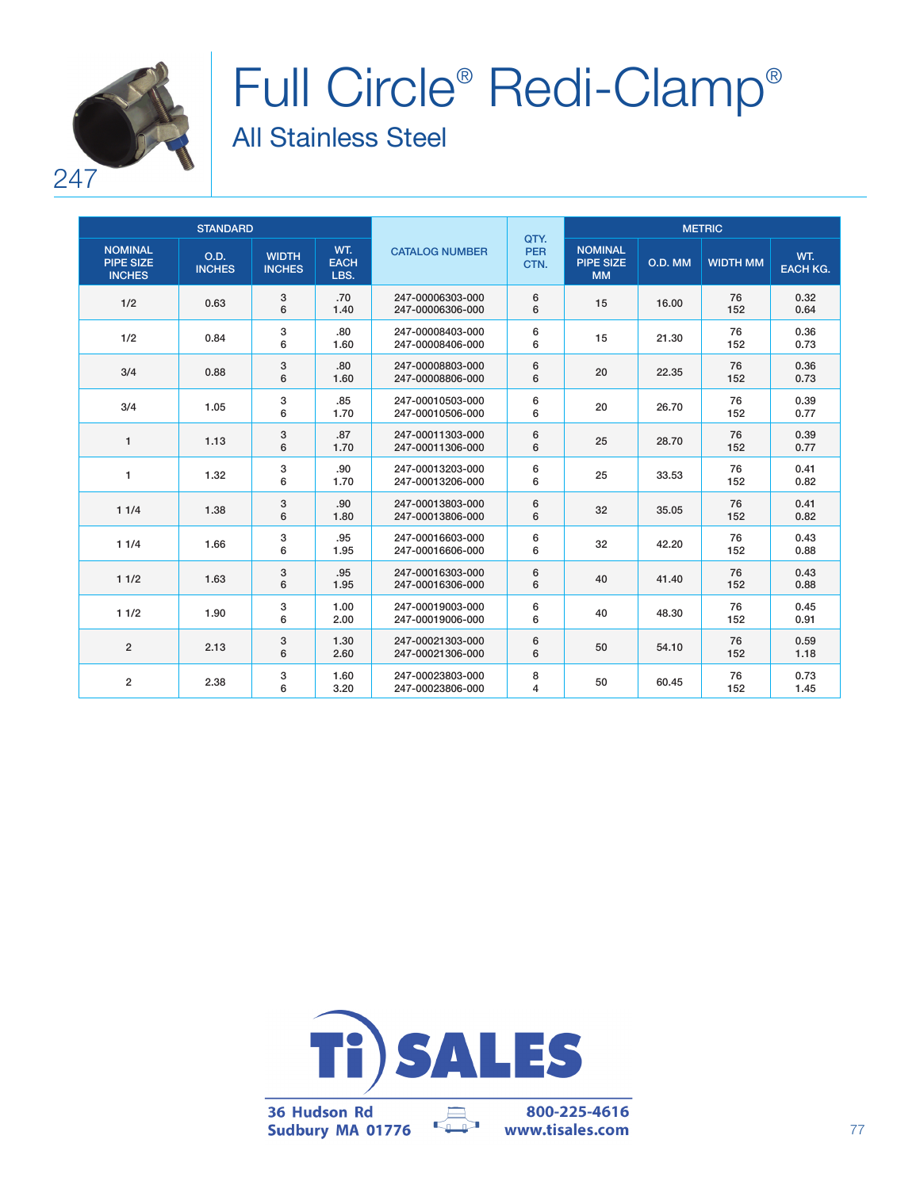# Full Circle® Redi-Clamp®

## All Stainless Steel

247

| STANDARD | | | | CATALOG NUMBER | QTY. PER CTN. | METRIC | | | |
|---|---|---|---|---|---|---|---|---|---|
| NOMINAL PIPE SIZE INCHES | O.D. INCHES | WIDTH INCHES | WT. EACH LBS. | | | NOMINAL PIPE SIZE MM | O.D. MM | WIDTH MM | WT. EACH KG. |
| 1/2 | 0.63 | 3<br>6 | .70<br>1.40 | 247-00006303-000<br>247-00006306-000 | 6<br>6 | 15 | 16.00 | 76<br>152 | 0.32<br>0.64 |
| 1/2 | 0.84 | 3<br>6 | .80<br>1.60 | 247-00008403-000<br>247-00008406-000 | 6<br>6 | 15 | 21.30 | 76<br>152 | 0.36<br>0.73 |
| 3/4 | 0.88 | 3<br>6 | .80<br>1.60 | 247-00008803-000<br>247-00008806-000 | 6<br>6 | 20 | 22.35 | 76<br>152 | 0.36<br>0.73 |
| 3/4 | 1.05 | 3<br>6 | .85<br>1.70 | 247-00010503-000<br>247-00010506-000 | 6<br>6 | 20 | 26.70 | 76<br>152 | 0.39<br>0.77 |
| 1 | 1.13 | 3<br>6 | .87<br>1.70 | 247-00011303-000<br>247-00011306-000 | 6<br>6 | 25 | 28.70 | 76<br>152 | 0.39<br>0.77 |
| 1 | 1.32 | 3<br>6 | .90<br>1.70 | 247-00013203-000<br>247-00013206-000 | 6<br>6 | 25 | 33.53 | 76<br>152 | 0.41<br>0.82 |
| 1 1/4 | 1.38 | 3<br>6 | .90<br>1.80 | 247-00013803-000<br>247-00013806-000 | 6<br>6 | 32 | 35.05 | 76<br>152 | 0.41<br>0.82 |
| 1 1/4 | 1.66 | 3<br>6 | .95<br>1.95 | 247-00016603-000<br>247-00016606-000 | 6<br>6 | 32 | 42.20 | 76<br>152 | 0.43<br>0.88 |
| 1 1/2 | 1.63 | 3<br>6 | .95<br>1.95 | 247-00016303-000<br>247-00016306-000 | 6<br>6 | 40 | 41.40 | 76<br>152 | 0.43<br>0.88 |
| 1 1/2 | 1.90 | 3<br>6 | 1.00<br>2.00 | 247-00019003-000<br>247-00019006-000 | 6<br>6 | 40 | 48.30 | 76<br>152 | 0.45<br>0.91 |
| 2 | 2.13 | 3<br>6 | 1.30<br>2.60 | 247-00021303-000<br>247-00021306-000 | 6<br>6 | 50 | 54.10 | 76<br>152 | 0.59<br>1.18 |
| 2 | 2.38 | 3<br>6 | 1.60<br>3.20 | 247-00023803-000<br>247-00023806-000 | 8<br>4 | 50 | 60.45 | 76<br>152 | 0.73<br>1.45 |

Ti SALES

36 Hudson Rd
Sudbury MA 01776

800-225-4616
www.tisales.com